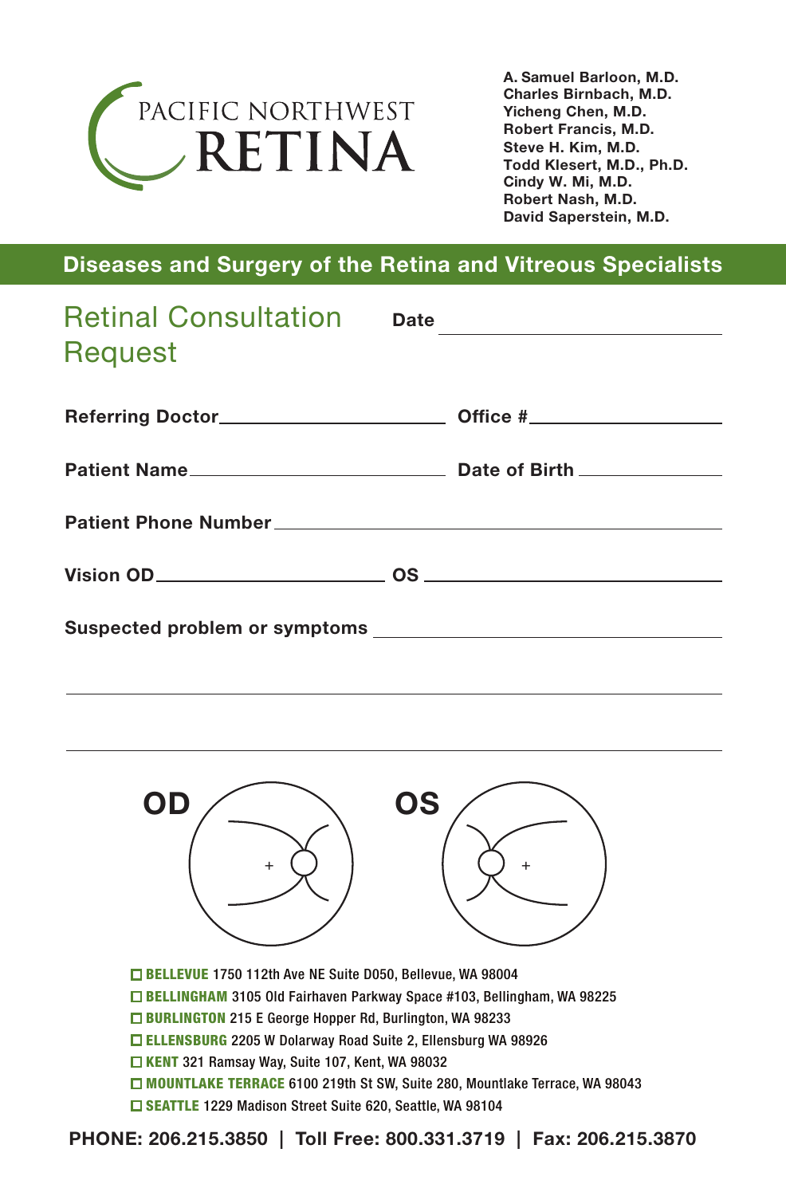PACIFIC NORTHWEST
# RETINA

**A. Samuel Barloon, M.D.**
**Charles Birnbach, M.D.**
**Yicheng Chen, M.D.**
**Robert Francis, M.D.**
**Steve H. Kim, M.D.**
**Todd Klesert, M.D., Ph.D.**
**Cindy W. Mi, M.D.**
**Robert Nash, M.D.**
**David Saperstein, M.D.**

**Diseases and Surgery of the Retina and Vitreous Specialists**

## Retinal Consultation Request

**Date** ______________________________

**Referring Doctor** ______________________________ **Office #** ______________________

**Patient Name** ______________________________ **Date of Birth** ________________

**Patient Phone Number** ____________________________________________________

**Vision OD** ______________________________ **OS** ______________________________

**Suspected problem or symptoms** ________________________________________

____________________________________________________________________

____________________________________________________________________

**OD** **OS**

- ☐ **BELLEVUE** 1750 112th Ave NE Suite D050, Bellevue, WA 98004
- ☐ **BELLINGHAM** 3105 Old Fairhaven Parkway Space #103, Bellingham, WA 98225
- ☐ **BURLINGTON** 215 E George Hopper Rd, Burlington, WA 98233
- ☐ **ELLENSBURG** 2205 W Dolarway Road Suite 2, Ellensburg WA 98926
- ☐ **KENT** 321 Ramsay Way, Suite 107, Kent, WA 98032
- ☐ **MOUNTLAKE TERRACE** 6100 219th St SW, Suite 280, Mountlake Terrace, WA 98043
- ☐ **SEATTLE** 1229 Madison Street Suite 620, Seattle, WA 98104

**PHONE: 206.215.3850 | Toll Free: 800.331.3719 | Fax: 206.215.3870**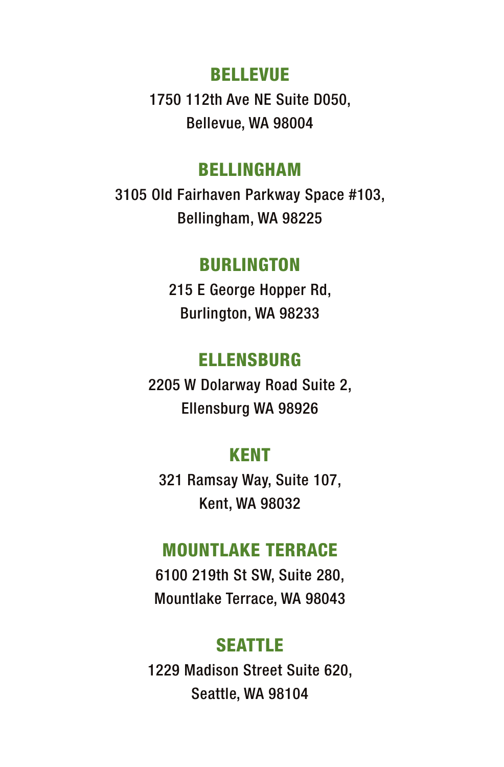## BELLEVUE

1750 112th Ave NE Suite D050,
Bellevue, WA 98004

## BELLINGHAM

3105 Old Fairhaven Parkway Space #103,
Bellingham, WA 98225

## BURLINGTON

215 E George Hopper Rd,
Burlington, WA 98233

## ELLENSBURG

2205 W Dolarway Road Suite 2,
Ellensburg WA 98926

## KENT

321 Ramsay Way, Suite 107,
Kent, WA 98032

## MOUNTLAKE TERRACE

6100 219th St SW, Suite 280,
Mountlake Terrace, WA 98043

## SEATTLE

1229 Madison Street Suite 620,
Seattle, WA 98104